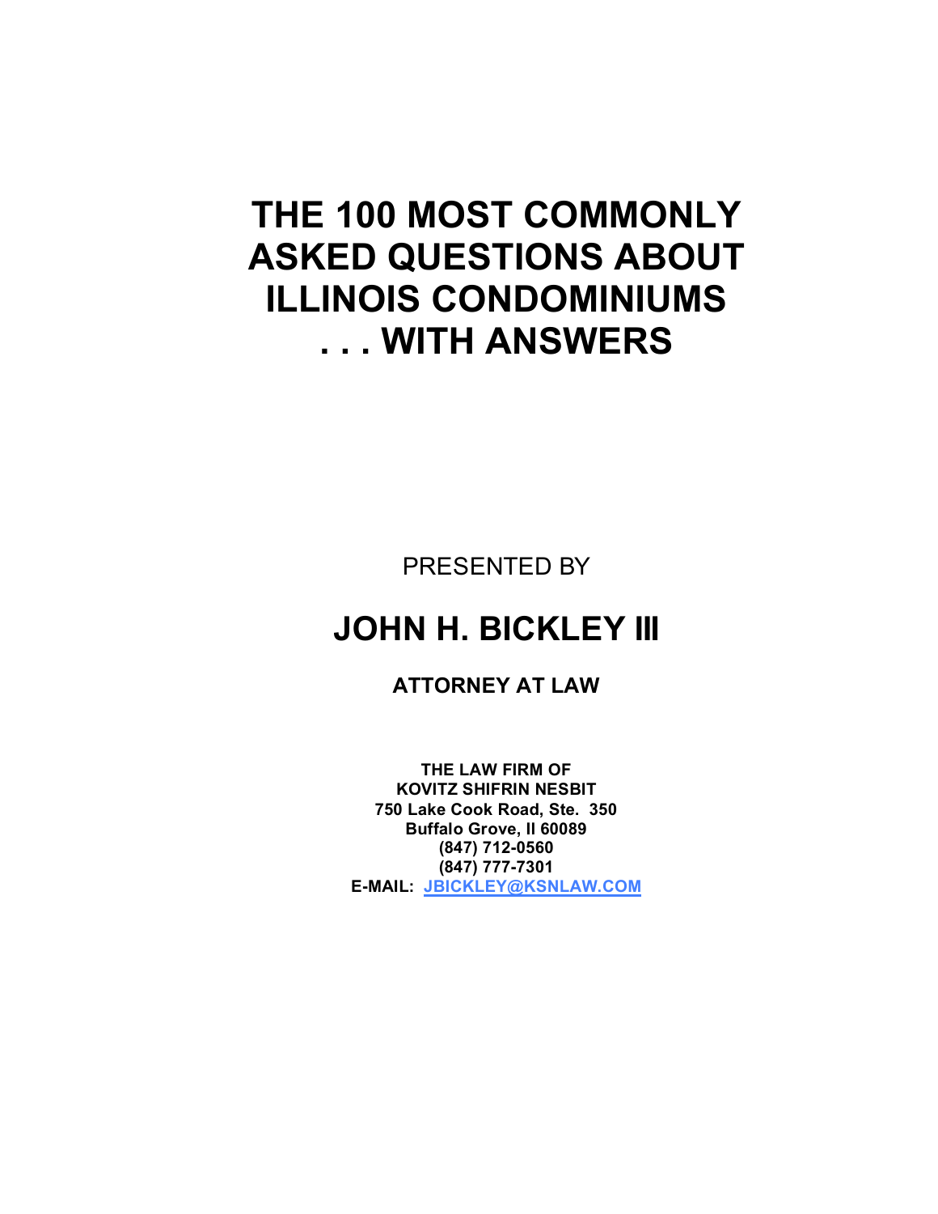# THE 100 MOST COMMONLY ASKED QUESTIONS ABOUT ILLINOIS CONDOMINIUMS . . . WITH ANSWERS

PRESENTED BY

## JOHN H. BICKLEY III

**ATTORNEY AT LAW**

**THE LAW FIRM OF**
**KOVITZ SHIFRIN NESBIT**
**750 Lake Cook Road, Ste. 350**
**Buffalo Grove, Il 60089**
**(847) 712-0560**
**(847) 777-7301**
**E-MAIL: JBICKLEY@KSNLAW.COM**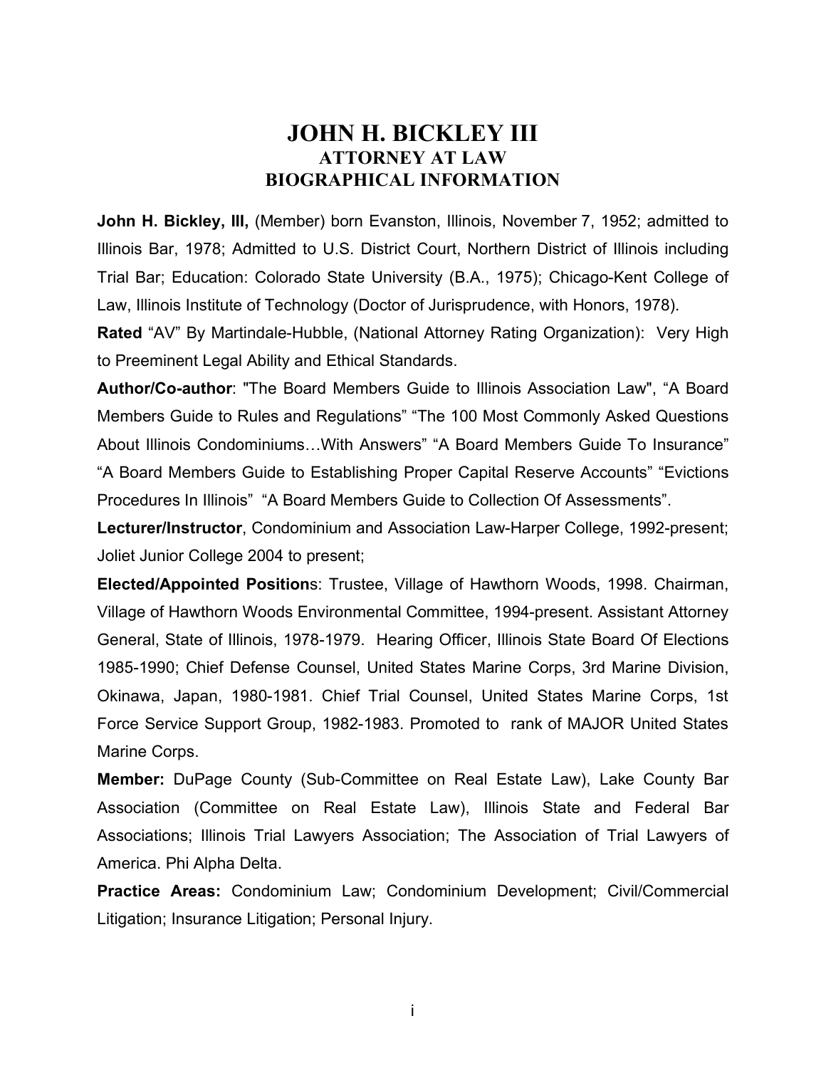# JOHN H. BICKLEY III
## ATTORNEY AT LAW
## BIOGRAPHICAL INFORMATION

**John H. Bickley, III,** (Member) born Evanston, Illinois, November 7, 1952; admitted to Illinois Bar, 1978; Admitted to U.S. District Court, Northern District of Illinois including Trial Bar; Education: Colorado State University (B.A., 1975); Chicago-Kent College of Law, Illinois Institute of Technology (Doctor of Jurisprudence, with Honors, 1978).

**Rated** "AV" By Martindale-Hubble, (National Attorney Rating Organization): Very High to Preeminent Legal Ability and Ethical Standards.

**Author/Co-author**: "The Board Members Guide to Illinois Association Law", "A Board Members Guide to Rules and Regulations" "The 100 Most Commonly Asked Questions About Illinois Condominiums…With Answers" "A Board Members Guide To Insurance" "A Board Members Guide to Establishing Proper Capital Reserve Accounts" "Evictions Procedures In Illinois" "A Board Members Guide to Collection Of Assessments".

**Lecturer/Instructor**, Condominium and Association Law-Harper College, 1992-present; Joliet Junior College 2004 to present;

**Elected/Appointed Position**s: Trustee, Village of Hawthorn Woods, 1998. Chairman, Village of Hawthorn Woods Environmental Committee, 1994-present. Assistant Attorney General, State of Illinois, 1978-1979. Hearing Officer, Illinois State Board Of Elections 1985-1990; Chief Defense Counsel, United States Marine Corps, 3rd Marine Division, Okinawa, Japan, 1980-1981. Chief Trial Counsel, United States Marine Corps, 1st Force Service Support Group, 1982-1983. Promoted to rank of MAJOR United States Marine Corps.

**Member:** DuPage County (Sub-Committee on Real Estate Law), Lake County Bar Association (Committee on Real Estate Law), Illinois State and Federal Bar Associations; Illinois Trial Lawyers Association; The Association of Trial Lawyers of America. Phi Alpha Delta.

**Practice Areas:** Condominium Law; Condominium Development; Civil/Commercial Litigation; Insurance Litigation; Personal Injury.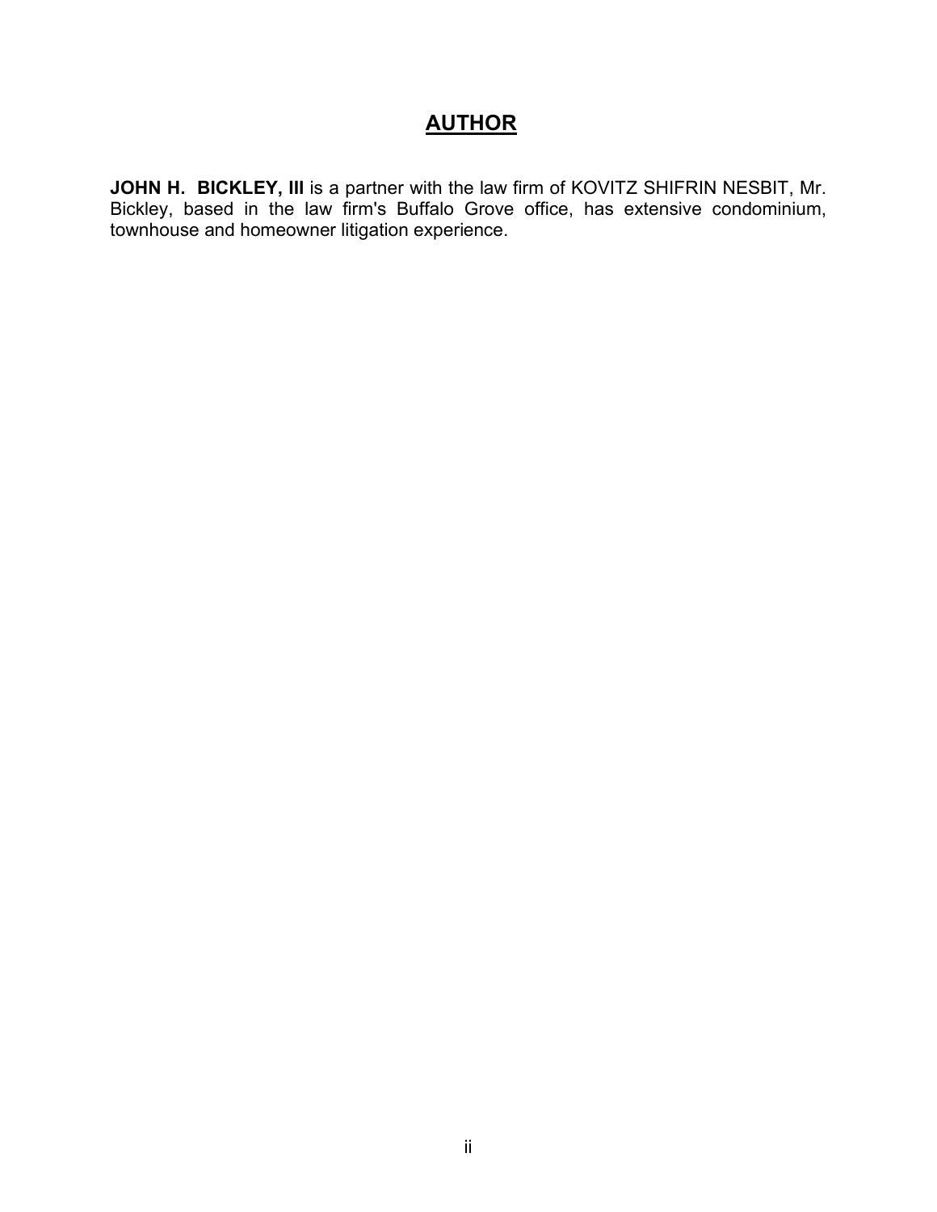# AUTHOR

**JOHN H. BICKLEY, III** is a partner with the law firm of KOVITZ SHIFRIN NESBIT, Mr. Bickley, based in the law firm's Buffalo Grove office, has extensive condominium, townhouse and homeowner litigation experience.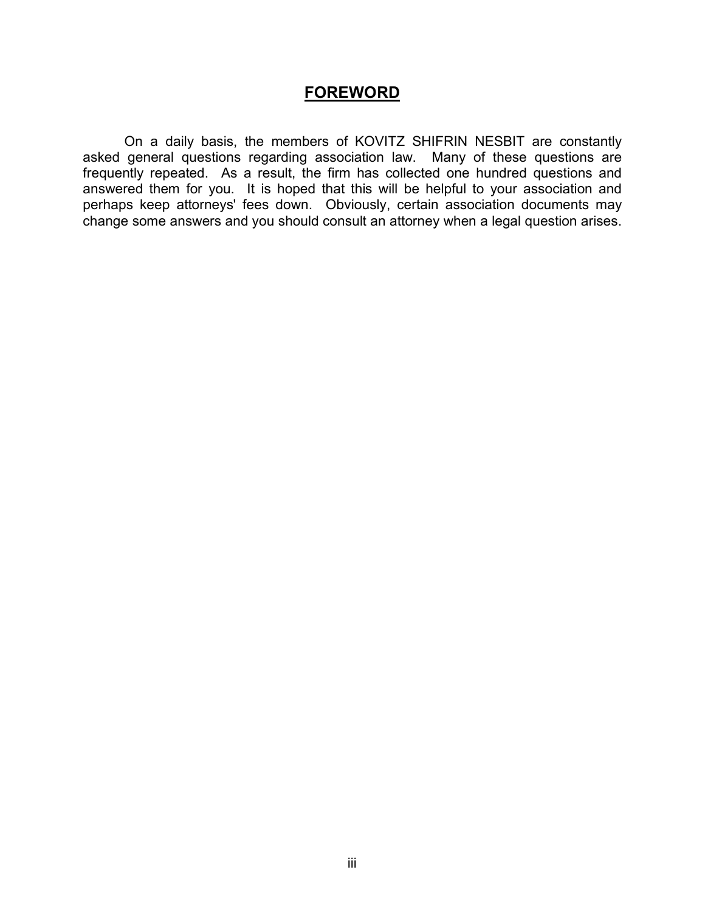# FOREWORD

On a daily basis, the members of KOVITZ SHIFRIN NESBIT are constantly asked general questions regarding association law. Many of these questions are frequently repeated. As a result, the firm has collected one hundred questions and answered them for you. It is hoped that this will be helpful to your association and perhaps keep attorneys' fees down. Obviously, certain association documents may change some answers and you should consult an attorney when a legal question arises.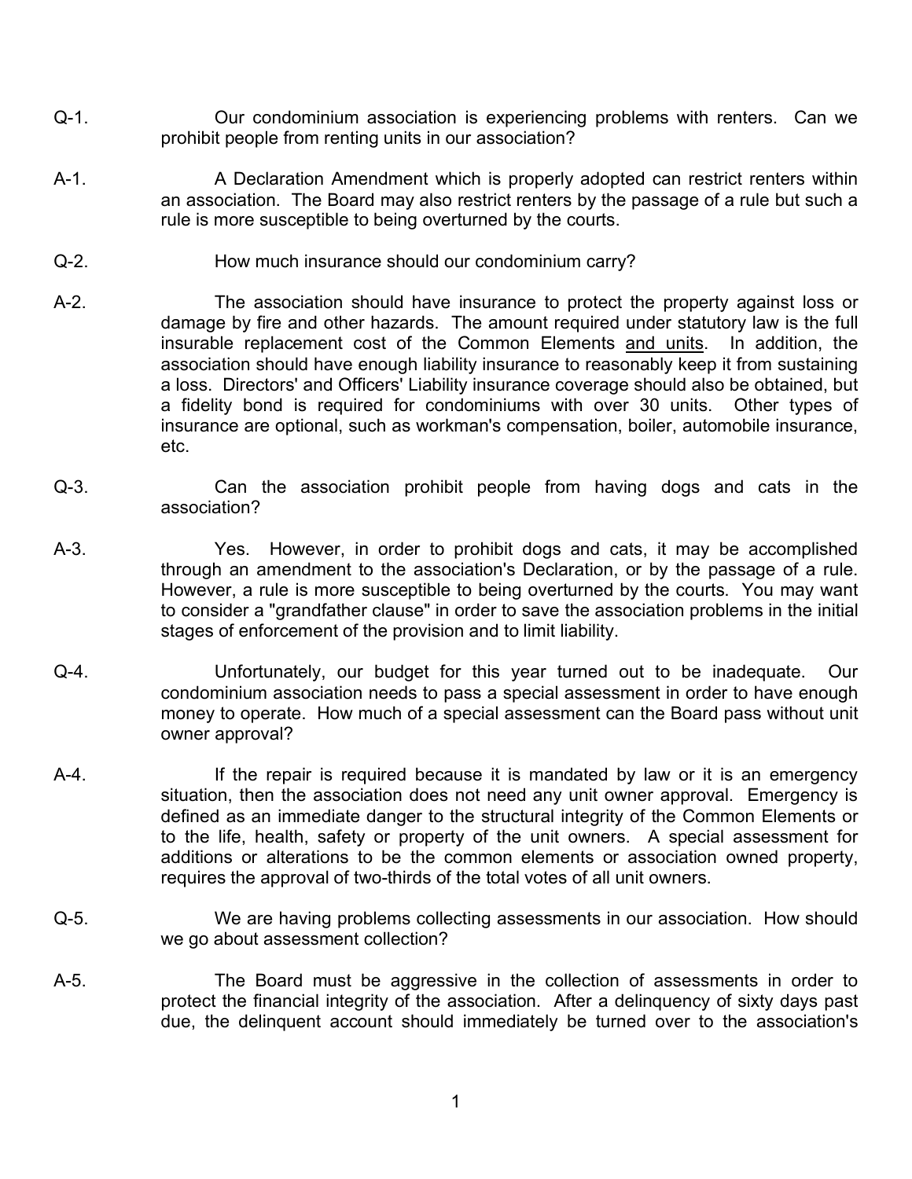Q-1. Our condominium association is experiencing problems with renters. Can we prohibit people from renting units in our association?

A-1. A Declaration Amendment which is properly adopted can restrict renters within an association. The Board may also restrict renters by the passage of a rule but such a rule is more susceptible to being overturned by the courts.

Q-2. How much insurance should our condominium carry?

A-2. The association should have insurance to protect the property against loss or damage by fire and other hazards. The amount required under statutory law is the full insurable replacement cost of the Common Elements <u>and units</u>. In addition, the association should have enough liability insurance to reasonably keep it from sustaining a loss. Directors' and Officers' Liability insurance coverage should also be obtained, but a fidelity bond is required for condominiums with over 30 units. Other types of insurance are optional, such as workman's compensation, boiler, automobile insurance, etc.

Q-3. Can the association prohibit people from having dogs and cats in the association?

A-3. Yes. However, in order to prohibit dogs and cats, it may be accomplished through an amendment to the association's Declaration, or by the passage of a rule. However, a rule is more susceptible to being overturned by the courts. You may want to consider a "grandfather clause" in order to save the association problems in the initial stages of enforcement of the provision and to limit liability.

Q-4. Unfortunately, our budget for this year turned out to be inadequate. Our condominium association needs to pass a special assessment in order to have enough money to operate. How much of a special assessment can the Board pass without unit owner approval?

A-4. If the repair is required because it is mandated by law or it is an emergency situation, then the association does not need any unit owner approval. Emergency is defined as an immediate danger to the structural integrity of the Common Elements or to the life, health, safety or property of the unit owners. A special assessment for additions or alterations to be the common elements or association owned property, requires the approval of two-thirds of the total votes of all unit owners.

Q-5. We are having problems collecting assessments in our association. How should we go about assessment collection?

A-5. The Board must be aggressive in the collection of assessments in order to protect the financial integrity of the association. After a delinquency of sixty days past due, the delinquent account should immediately be turned over to the association's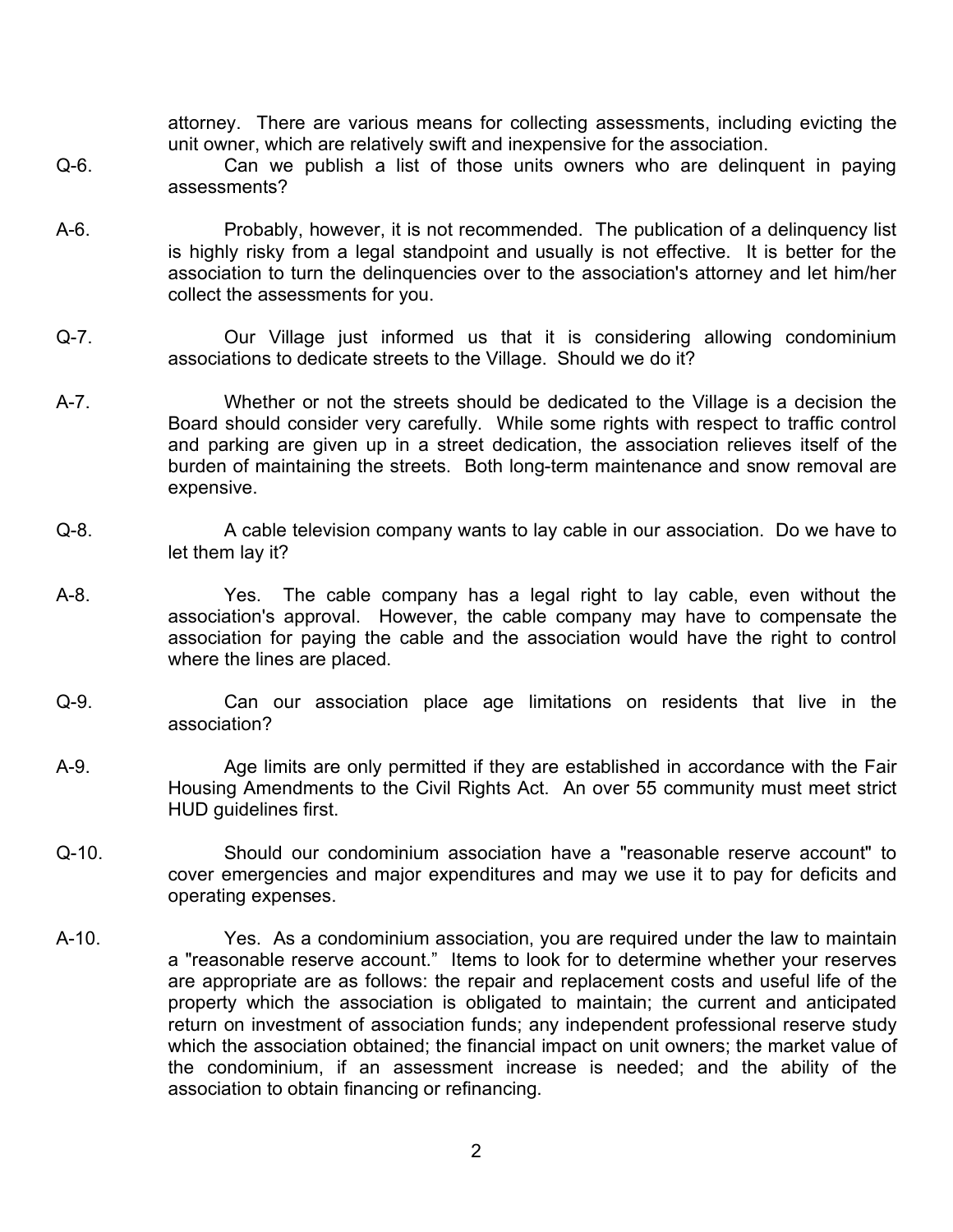attorney. There are various means for collecting assessments, including evicting the unit owner, which are relatively swift and inexpensive for the association.

Q-6. Can we publish a list of those units owners who are delinquent in paying assessments?

A-6. Probably, however, it is not recommended. The publication of a delinquency list is highly risky from a legal standpoint and usually is not effective. It is better for the association to turn the delinquencies over to the association's attorney and let him/her collect the assessments for you.

Q-7. Our Village just informed us that it is considering allowing condominium associations to dedicate streets to the Village. Should we do it?

A-7. Whether or not the streets should be dedicated to the Village is a decision the Board should consider very carefully. While some rights with respect to traffic control and parking are given up in a street dedication, the association relieves itself of the burden of maintaining the streets. Both long-term maintenance and snow removal are expensive.

Q-8. A cable television company wants to lay cable in our association. Do we have to let them lay it?

A-8. Yes. The cable company has a legal right to lay cable, even without the association's approval. However, the cable company may have to compensate the association for paying the cable and the association would have the right to control where the lines are placed.

Q-9. Can our association place age limitations on residents that live in the association?

A-9. Age limits are only permitted if they are established in accordance with the Fair Housing Amendments to the Civil Rights Act. An over 55 community must meet strict HUD guidelines first.

Q-10. Should our condominium association have a "reasonable reserve account" to cover emergencies and major expenditures and may we use it to pay for deficits and operating expenses.

A-10. Yes. As a condominium association, you are required under the law to maintain a "reasonable reserve account." Items to look for to determine whether your reserves are appropriate are as follows: the repair and replacement costs and useful life of the property which the association is obligated to maintain; the current and anticipated return on investment of association funds; any independent professional reserve study which the association obtained; the financial impact on unit owners; the market value of the condominium, if an assessment increase is needed; and the ability of the association to obtain financing or refinancing.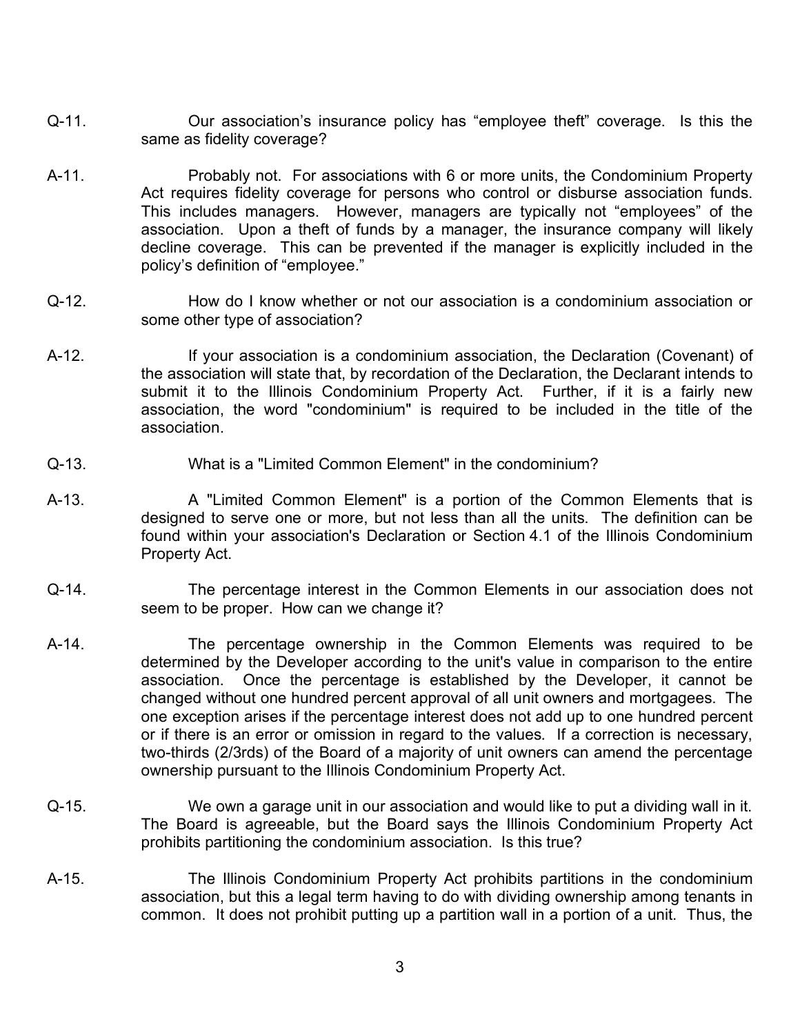Q-11. Our association's insurance policy has "employee theft" coverage. Is this the same as fidelity coverage?

A-11. Probably not. For associations with 6 or more units, the Condominium Property Act requires fidelity coverage for persons who control or disburse association funds. This includes managers. However, managers are typically not "employees" of the association. Upon a theft of funds by a manager, the insurance company will likely decline coverage. This can be prevented if the manager is explicitly included in the policy's definition of "employee."

Q-12. How do I know whether or not our association is a condominium association or some other type of association?

A-12. If your association is a condominium association, the Declaration (Covenant) of the association will state that, by recordation of the Declaration, the Declarant intends to submit it to the Illinois Condominium Property Act. Further, if it is a fairly new association, the word "condominium" is required to be included in the title of the association.

Q-13. What is a "Limited Common Element" in the condominium?

A-13. A "Limited Common Element" is a portion of the Common Elements that is designed to serve one or more, but not less than all the units. The definition can be found within your association's Declaration or Section 4.1 of the Illinois Condominium Property Act.

Q-14. The percentage interest in the Common Elements in our association does not seem to be proper. How can we change it?

A-14. The percentage ownership in the Common Elements was required to be determined by the Developer according to the unit's value in comparison to the entire association. Once the percentage is established by the Developer, it cannot be changed without one hundred percent approval of all unit owners and mortgagees. The one exception arises if the percentage interest does not add up to one hundred percent or if there is an error or omission in regard to the values. If a correction is necessary, two-thirds (2/3rds) of the Board of a majority of unit owners can amend the percentage ownership pursuant to the Illinois Condominium Property Act.

Q-15. We own a garage unit in our association and would like to put a dividing wall in it. The Board is agreeable, but the Board says the Illinois Condominium Property Act prohibits partitioning the condominium association. Is this true?

A-15. The Illinois Condominium Property Act prohibits partitions in the condominium association, but this a legal term having to do with dividing ownership among tenants in common. It does not prohibit putting up a partition wall in a portion of a unit. Thus, the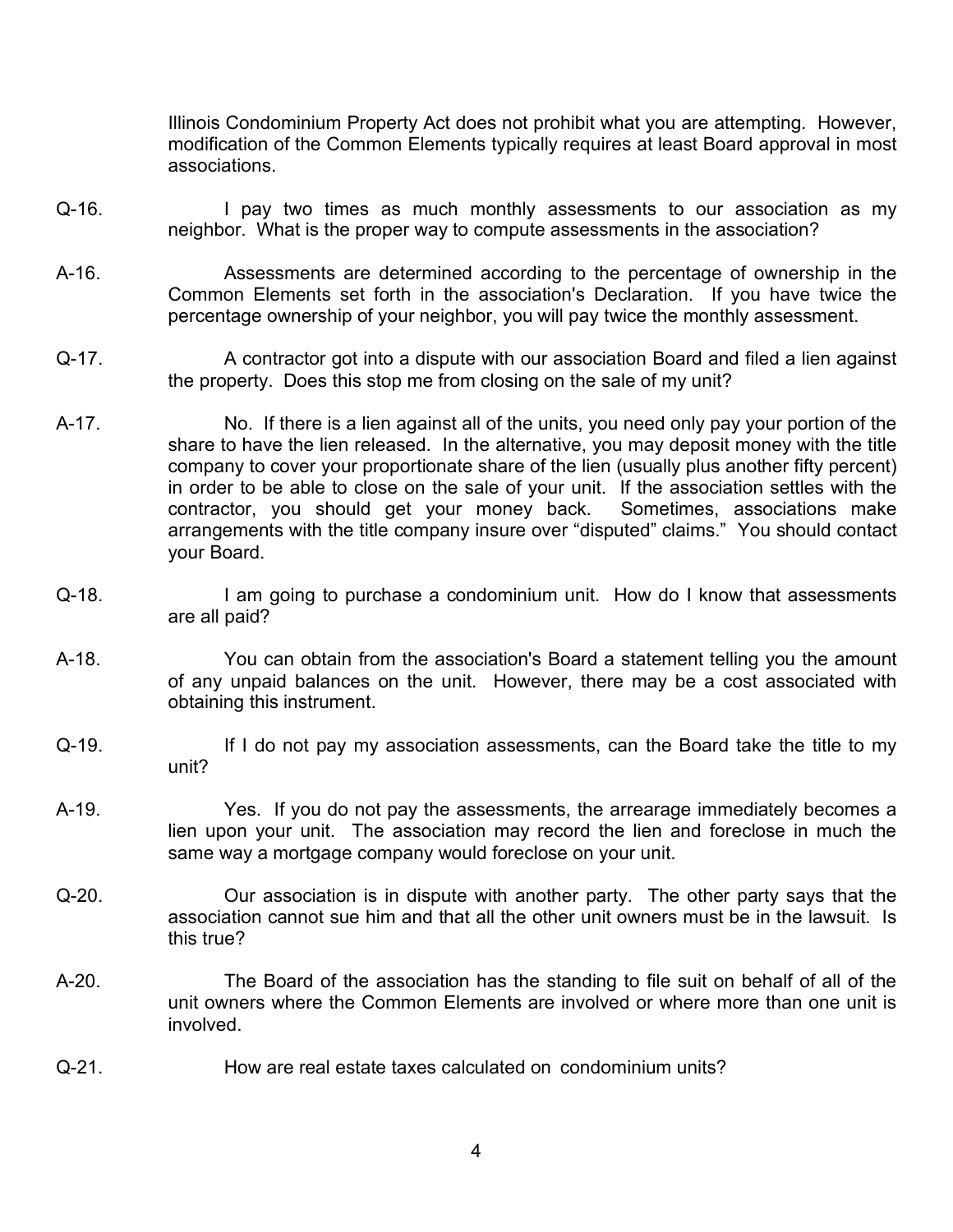Illinois Condominium Property Act does not prohibit what you are attempting. However, modification of the Common Elements typically requires at least Board approval in most associations.

Q-16. I pay two times as much monthly assessments to our association as my neighbor. What is the proper way to compute assessments in the association?

A-16. Assessments are determined according to the percentage of ownership in the Common Elements set forth in the association's Declaration. If you have twice the percentage ownership of your neighbor, you will pay twice the monthly assessment.

Q-17. A contractor got into a dispute with our association Board and filed a lien against the property. Does this stop me from closing on the sale of my unit?

A-17. No. If there is a lien against all of the units, you need only pay your portion of the share to have the lien released. In the alternative, you may deposit money with the title company to cover your proportionate share of the lien (usually plus another fifty percent) in order to be able to close on the sale of your unit. If the association settles with the contractor, you should get your money back. Sometimes, associations make arrangements with the title company insure over "disputed" claims." You should contact your Board.

Q-18. I am going to purchase a condominium unit. How do I know that assessments are all paid?

A-18. You can obtain from the association's Board a statement telling you the amount of any unpaid balances on the unit. However, there may be a cost associated with obtaining this instrument.

Q-19. If I do not pay my association assessments, can the Board take the title to my unit?

A-19. Yes. If you do not pay the assessments, the arrearage immediately becomes a lien upon your unit. The association may record the lien and foreclose in much the same way a mortgage company would foreclose on your unit.

Q-20. Our association is in dispute with another party. The other party says that the association cannot sue him and that all the other unit owners must be in the lawsuit. Is this true?

A-20. The Board of the association has the standing to file suit on behalf of all of the unit owners where the Common Elements are involved or where more than one unit is involved.

Q-21. How are real estate taxes calculated on condominium units?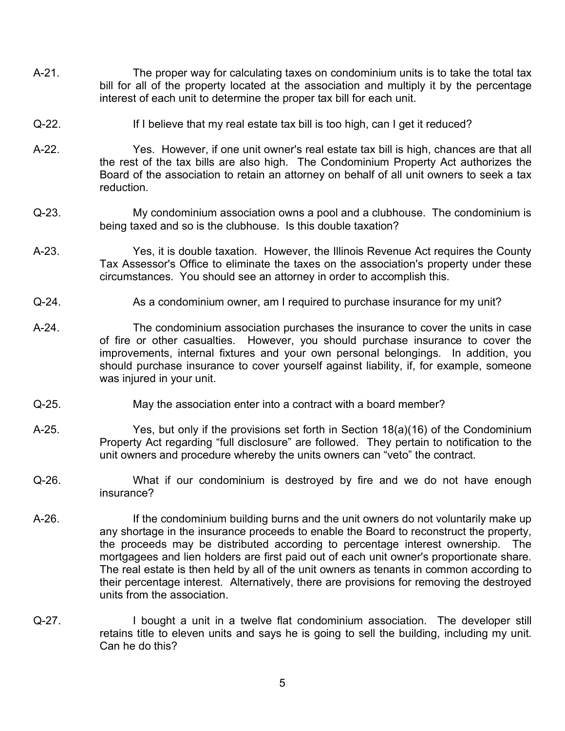A-21. The proper way for calculating taxes on condominium units is to take the total tax bill for all of the property located at the association and multiply it by the percentage interest of each unit to determine the proper tax bill for each unit.

Q-22. If I believe that my real estate tax bill is too high, can I get it reduced?

A-22. Yes. However, if one unit owner's real estate tax bill is high, chances are that all the rest of the tax bills are also high. The Condominium Property Act authorizes the Board of the association to retain an attorney on behalf of all unit owners to seek a tax reduction.

Q-23. My condominium association owns a pool and a clubhouse. The condominium is being taxed and so is the clubhouse. Is this double taxation?

A-23. Yes, it is double taxation. However, the Illinois Revenue Act requires the County Tax Assessor's Office to eliminate the taxes on the association's property under these circumstances. You should see an attorney in order to accomplish this.

Q-24. As a condominium owner, am I required to purchase insurance for my unit?

A-24. The condominium association purchases the insurance to cover the units in case of fire or other casualties. However, you should purchase insurance to cover the improvements, internal fixtures and your own personal belongings. In addition, you should purchase insurance to cover yourself against liability, if, for example, someone was injured in your unit.

Q-25. May the association enter into a contract with a board member?

A-25. Yes, but only if the provisions set forth in Section 18(a)(16) of the Condominium Property Act regarding "full disclosure" are followed. They pertain to notification to the unit owners and procedure whereby the units owners can "veto" the contract.

Q-26. What if our condominium is destroyed by fire and we do not have enough insurance?

A-26. If the condominium building burns and the unit owners do not voluntarily make up any shortage in the insurance proceeds to enable the Board to reconstruct the property, the proceeds may be distributed according to percentage interest ownership. The mortgagees and lien holders are first paid out of each unit owner's proportionate share. The real estate is then held by all of the unit owners as tenants in common according to their percentage interest. Alternatively, there are provisions for removing the destroyed units from the association.

Q-27. I bought a unit in a twelve flat condominium association. The developer still retains title to eleven units and says he is going to sell the building, including my unit. Can he do this?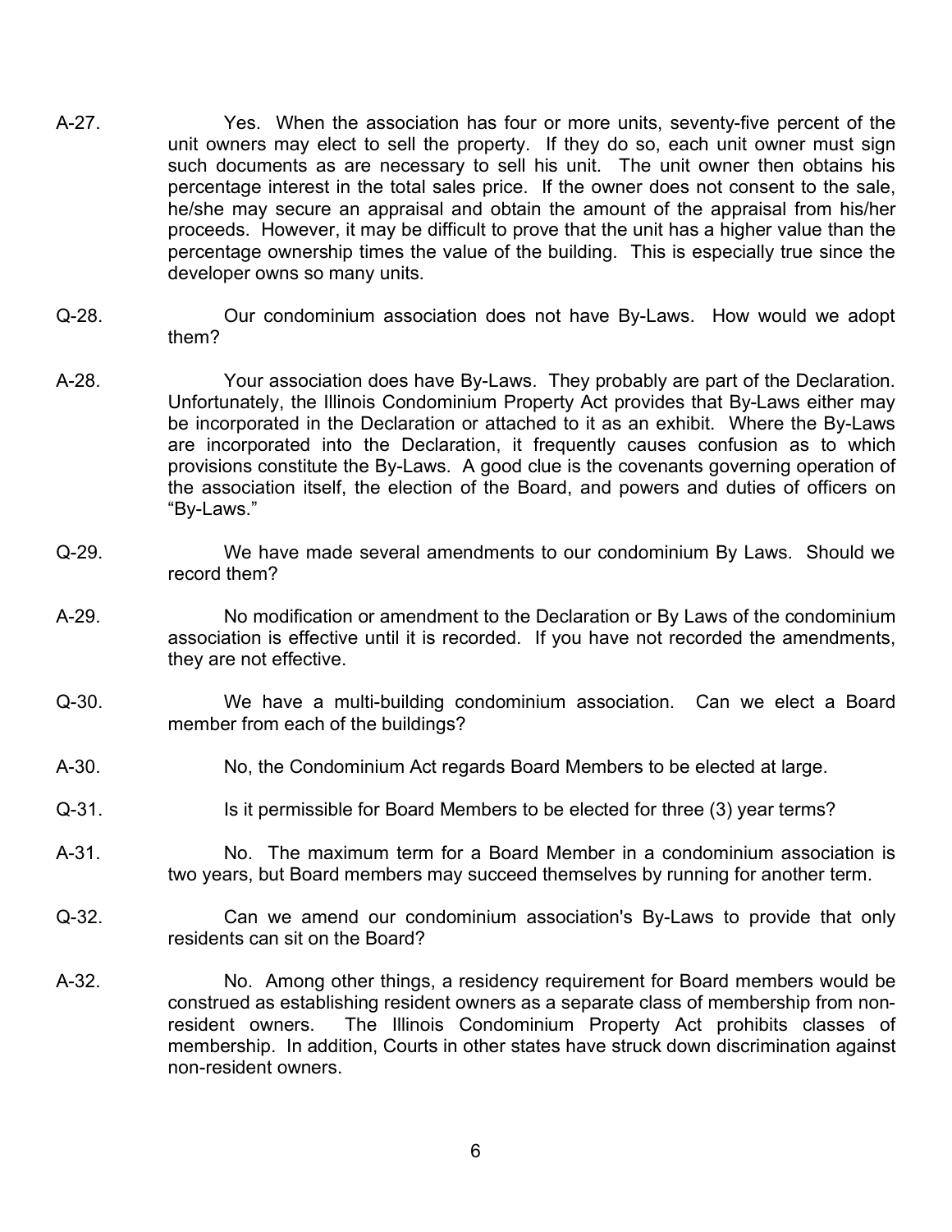A-27. Yes. When the association has four or more units, seventy-five percent of the unit owners may elect to sell the property. If they do so, each unit owner must sign such documents as are necessary to sell his unit. The unit owner then obtains his percentage interest in the total sales price. If the owner does not consent to the sale, he/she may secure an appraisal and obtain the amount of the appraisal from his/her proceeds. However, it may be difficult to prove that the unit has a higher value than the percentage ownership times the value of the building. This is especially true since the developer owns so many units.

Q-28. Our condominium association does not have By-Laws. How would we adopt them?

A-28. Your association does have By-Laws. They probably are part of the Declaration. Unfortunately, the Illinois Condominium Property Act provides that By-Laws either may be incorporated in the Declaration or attached to it as an exhibit. Where the By-Laws are incorporated into the Declaration, it frequently causes confusion as to which provisions constitute the By-Laws. A good clue is the covenants governing operation of the association itself, the election of the Board, and powers and duties of officers on "By-Laws."

Q-29. We have made several amendments to our condominium By Laws. Should we record them?

A-29. No modification or amendment to the Declaration or By Laws of the condominium association is effective until it is recorded. If you have not recorded the amendments, they are not effective.

Q-30. We have a multi-building condominium association. Can we elect a Board member from each of the buildings?

A-30. No, the Condominium Act regards Board Members to be elected at large.

Q-31. Is it permissible for Board Members to be elected for three (3) year terms?

A-31. No. The maximum term for a Board Member in a condominium association is two years, but Board members may succeed themselves by running for another term.

Q-32. Can we amend our condominium association's By-Laws to provide that only residents can sit on the Board?

A-32. No. Among other things, a residency requirement for Board members would be construed as establishing resident owners as a separate class of membership from non-resident owners. The Illinois Condominium Property Act prohibits classes of membership. In addition, Courts in other states have struck down discrimination against non-resident owners.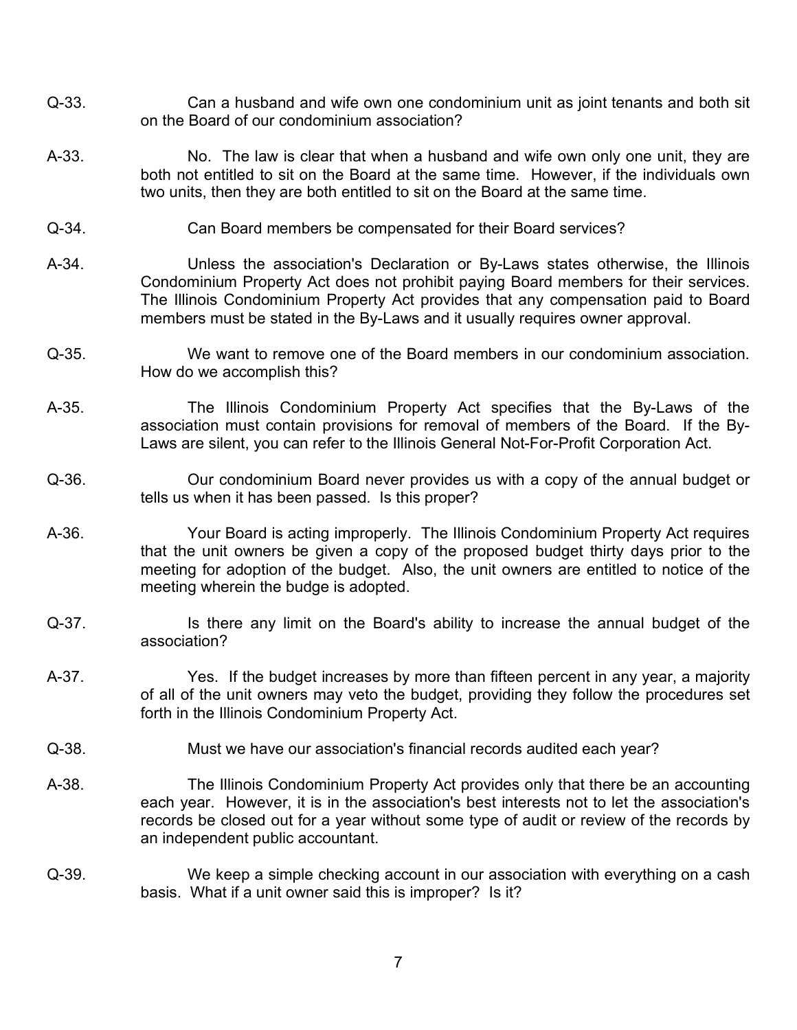Q-33. Can a husband and wife own one condominium unit as joint tenants and both sit on the Board of our condominium association?

A-33. No. The law is clear that when a husband and wife own only one unit, they are both not entitled to sit on the Board at the same time. However, if the individuals own two units, then they are both entitled to sit on the Board at the same time.

Q-34. Can Board members be compensated for their Board services?

A-34. Unless the association's Declaration or By-Laws states otherwise, the Illinois Condominium Property Act does not prohibit paying Board members for their services. The Illinois Condominium Property Act provides that any compensation paid to Board members must be stated in the By-Laws and it usually requires owner approval.

Q-35. We want to remove one of the Board members in our condominium association. How do we accomplish this?

A-35. The Illinois Condominium Property Act specifies that the By-Laws of the association must contain provisions for removal of members of the Board. If the By-Laws are silent, you can refer to the Illinois General Not-For-Profit Corporation Act.

Q-36. Our condominium Board never provides us with a copy of the annual budget or tells us when it has been passed. Is this proper?

A-36. Your Board is acting improperly. The Illinois Condominium Property Act requires that the unit owners be given a copy of the proposed budget thirty days prior to the meeting for adoption of the budget. Also, the unit owners are entitled to notice of the meeting wherein the budge is adopted.

Q-37. Is there any limit on the Board's ability to increase the annual budget of the association?

A-37. Yes. If the budget increases by more than fifteen percent in any year, a majority of all of the unit owners may veto the budget, providing they follow the procedures set forth in the Illinois Condominium Property Act.

Q-38. Must we have our association's financial records audited each year?

A-38. The Illinois Condominium Property Act provides only that there be an accounting each year. However, it is in the association's best interests not to let the association's records be closed out for a year without some type of audit or review of the records by an independent public accountant.

Q-39. We keep a simple checking account in our association with everything on a cash basis. What if a unit owner said this is improper? Is it?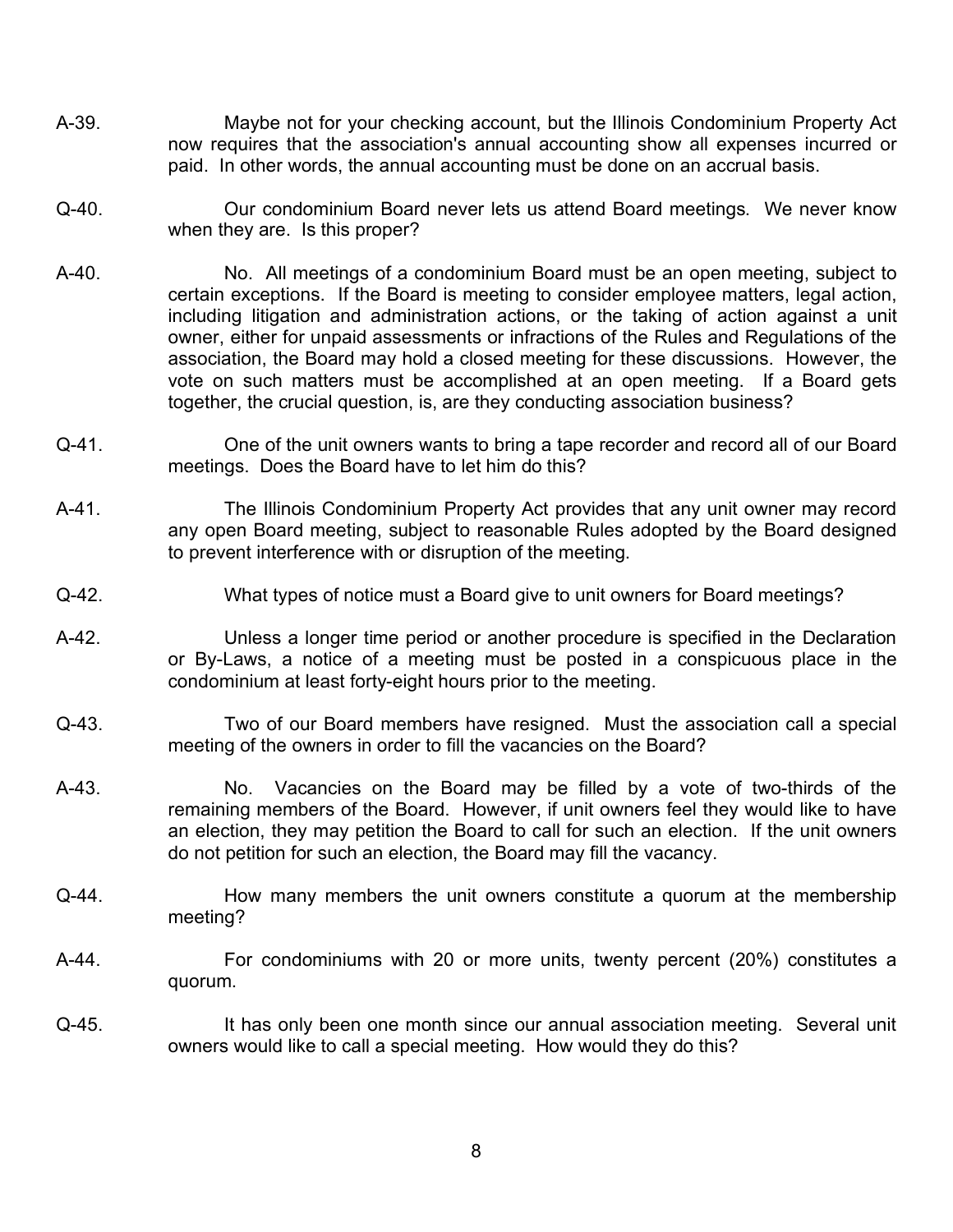A-39. Maybe not for your checking account, but the Illinois Condominium Property Act now requires that the association's annual accounting show all expenses incurred or paid. In other words, the annual accounting must be done on an accrual basis.

Q-40. Our condominium Board never lets us attend Board meetings. We never know when they are. Is this proper?

A-40. No. All meetings of a condominium Board must be an open meeting, subject to certain exceptions. If the Board is meeting to consider employee matters, legal action, including litigation and administration actions, or the taking of action against a unit owner, either for unpaid assessments or infractions of the Rules and Regulations of the association, the Board may hold a closed meeting for these discussions. However, the vote on such matters must be accomplished at an open meeting. If a Board gets together, the crucial question, is, are they conducting association business?

Q-41. One of the unit owners wants to bring a tape recorder and record all of our Board meetings. Does the Board have to let him do this?

A-41. The Illinois Condominium Property Act provides that any unit owner may record any open Board meeting, subject to reasonable Rules adopted by the Board designed to prevent interference with or disruption of the meeting.

Q-42. What types of notice must a Board give to unit owners for Board meetings?

A-42. Unless a longer time period or another procedure is specified in the Declaration or By-Laws, a notice of a meeting must be posted in a conspicuous place in the condominium at least forty-eight hours prior to the meeting.

Q-43. Two of our Board members have resigned. Must the association call a special meeting of the owners in order to fill the vacancies on the Board?

A-43. No. Vacancies on the Board may be filled by a vote of two-thirds of the remaining members of the Board. However, if unit owners feel they would like to have an election, they may petition the Board to call for such an election. If the unit owners do not petition for such an election, the Board may fill the vacancy.

Q-44. How many members the unit owners constitute a quorum at the membership meeting?

A-44. For condominiums with 20 or more units, twenty percent (20%) constitutes a quorum.

Q-45. It has only been one month since our annual association meeting. Several unit owners would like to call a special meeting. How would they do this?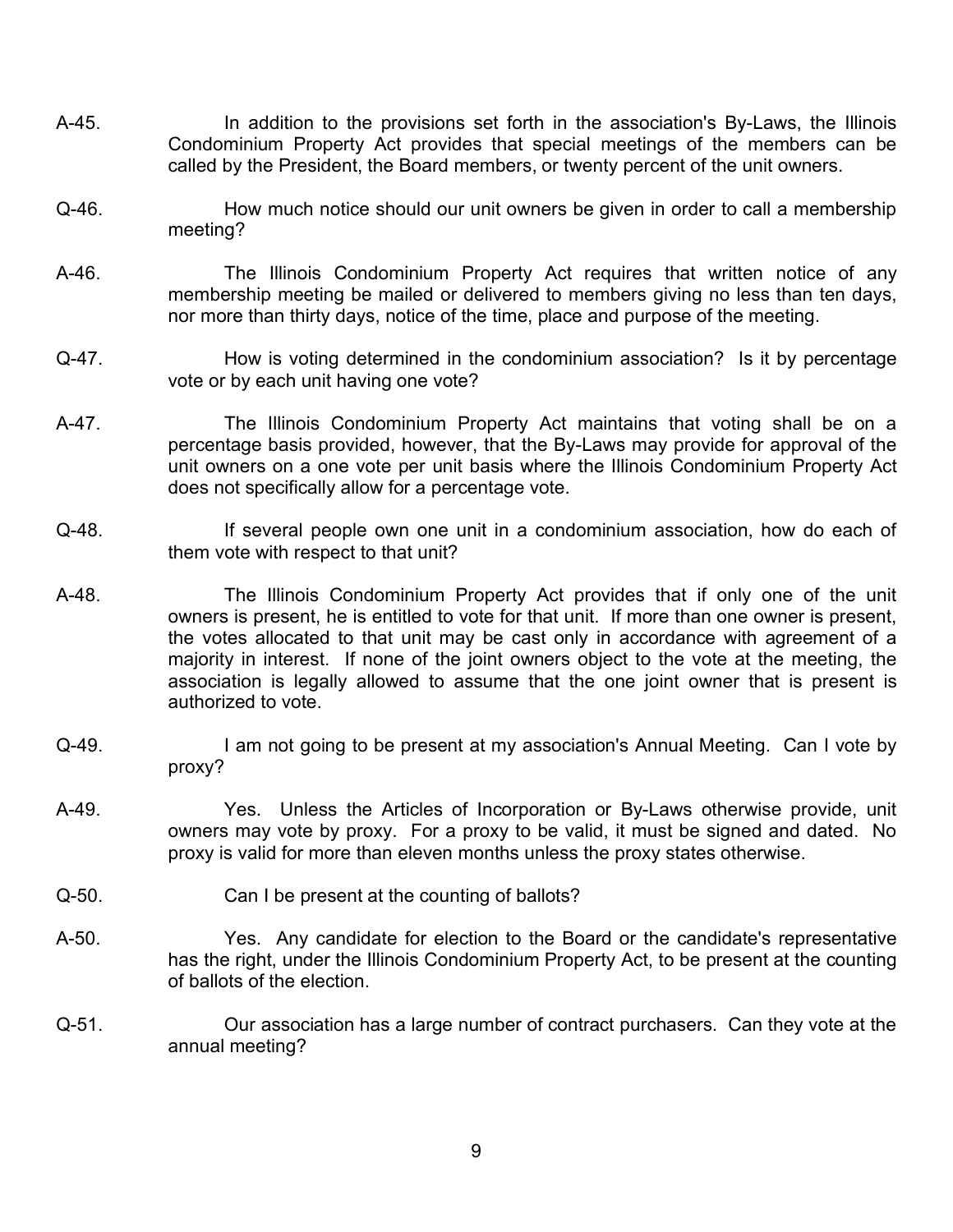A-45. In addition to the provisions set forth in the association's By-Laws, the Illinois Condominium Property Act provides that special meetings of the members can be called by the President, the Board members, or twenty percent of the unit owners.

Q-46. How much notice should our unit owners be given in order to call a membership meeting?

A-46. The Illinois Condominium Property Act requires that written notice of any membership meeting be mailed or delivered to members giving no less than ten days, nor more than thirty days, notice of the time, place and purpose of the meeting.

Q-47. How is voting determined in the condominium association? Is it by percentage vote or by each unit having one vote?

A-47. The Illinois Condominium Property Act maintains that voting shall be on a percentage basis provided, however, that the By-Laws may provide for approval of the unit owners on a one vote per unit basis where the Illinois Condominium Property Act does not specifically allow for a percentage vote.

Q-48. If several people own one unit in a condominium association, how do each of them vote with respect to that unit?

A-48. The Illinois Condominium Property Act provides that if only one of the unit owners is present, he is entitled to vote for that unit. If more than one owner is present, the votes allocated to that unit may be cast only in accordance with agreement of a majority in interest. If none of the joint owners object to the vote at the meeting, the association is legally allowed to assume that the one joint owner that is present is authorized to vote.

Q-49. I am not going to be present at my association's Annual Meeting. Can I vote by proxy?

A-49. Yes. Unless the Articles of Incorporation or By-Laws otherwise provide, unit owners may vote by proxy. For a proxy to be valid, it must be signed and dated. No proxy is valid for more than eleven months unless the proxy states otherwise.

Q-50. Can I be present at the counting of ballots?

A-50. Yes. Any candidate for election to the Board or the candidate's representative has the right, under the Illinois Condominium Property Act, to be present at the counting of ballots of the election.

Q-51. Our association has a large number of contract purchasers. Can they vote at the annual meeting?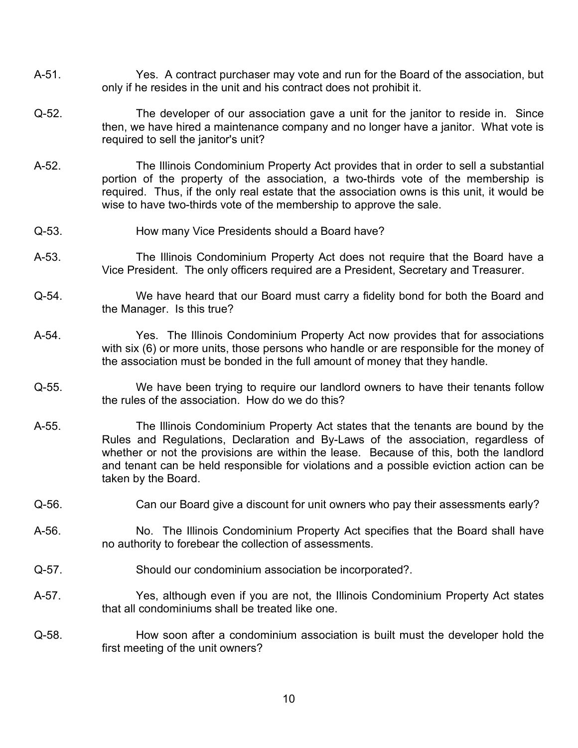A-51. Yes. A contract purchaser may vote and run for the Board of the association, but only if he resides in the unit and his contract does not prohibit it.

Q-52. The developer of our association gave a unit for the janitor to reside in. Since then, we have hired a maintenance company and no longer have a janitor. What vote is required to sell the janitor's unit?

A-52. The Illinois Condominium Property Act provides that in order to sell a substantial portion of the property of the association, a two-thirds vote of the membership is required. Thus, if the only real estate that the association owns is this unit, it would be wise to have two-thirds vote of the membership to approve the sale.

Q-53. How many Vice Presidents should a Board have?

A-53. The Illinois Condominium Property Act does not require that the Board have a Vice President. The only officers required are a President, Secretary and Treasurer.

Q-54. We have heard that our Board must carry a fidelity bond for both the Board and the Manager. Is this true?

A-54. Yes. The Illinois Condominium Property Act now provides that for associations with six (6) or more units, those persons who handle or are responsible for the money of the association must be bonded in the full amount of money that they handle.

Q-55. We have been trying to require our landlord owners to have their tenants follow the rules of the association. How do we do this?

A-55. The Illinois Condominium Property Act states that the tenants are bound by the Rules and Regulations, Declaration and By-Laws of the association, regardless of whether or not the provisions are within the lease. Because of this, both the landlord and tenant can be held responsible for violations and a possible eviction action can be taken by the Board.

Q-56. Can our Board give a discount for unit owners who pay their assessments early?

A-56. No. The Illinois Condominium Property Act specifies that the Board shall have no authority to forebear the collection of assessments.

Q-57. Should our condominium association be incorporated?.

A-57. Yes, although even if you are not, the Illinois Condominium Property Act states that all condominiums shall be treated like one.

Q-58. How soon after a condominium association is built must the developer hold the first meeting of the unit owners?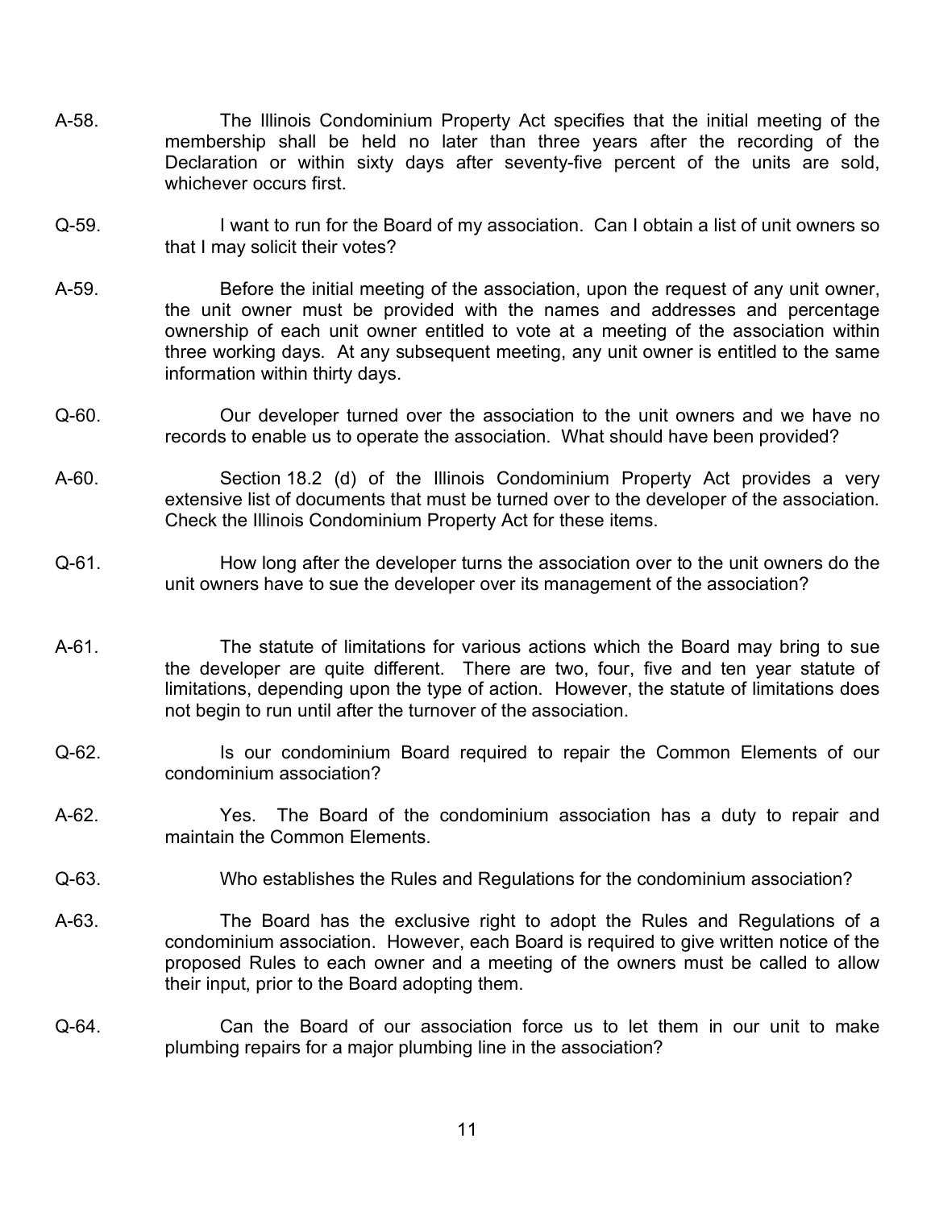A-58. The Illinois Condominium Property Act specifies that the initial meeting of the membership shall be held no later than three years after the recording of the Declaration or within sixty days after seventy-five percent of the units are sold, whichever occurs first.

Q-59. I want to run for the Board of my association. Can I obtain a list of unit owners so that I may solicit their votes?

A-59. Before the initial meeting of the association, upon the request of any unit owner, the unit owner must be provided with the names and addresses and percentage ownership of each unit owner entitled to vote at a meeting of the association within three working days. At any subsequent meeting, any unit owner is entitled to the same information within thirty days.

Q-60. Our developer turned over the association to the unit owners and we have no records to enable us to operate the association. What should have been provided?

A-60. Section 18.2 (d) of the Illinois Condominium Property Act provides a very extensive list of documents that must be turned over to the developer of the association. Check the Illinois Condominium Property Act for these items.

Q-61. How long after the developer turns the association over to the unit owners do the unit owners have to sue the developer over its management of the association?

A-61. The statute of limitations for various actions which the Board may bring to sue the developer are quite different. There are two, four, five and ten year statute of limitations, depending upon the type of action. However, the statute of limitations does not begin to run until after the turnover of the association.

Q-62. Is our condominium Board required to repair the Common Elements of our condominium association?

A-62. Yes. The Board of the condominium association has a duty to repair and maintain the Common Elements.

Q-63. Who establishes the Rules and Regulations for the condominium association?

A-63. The Board has the exclusive right to adopt the Rules and Regulations of a condominium association. However, each Board is required to give written notice of the proposed Rules to each owner and a meeting of the owners must be called to allow their input, prior to the Board adopting them.

Q-64. Can the Board of our association force us to let them in our unit to make plumbing repairs for a major plumbing line in the association?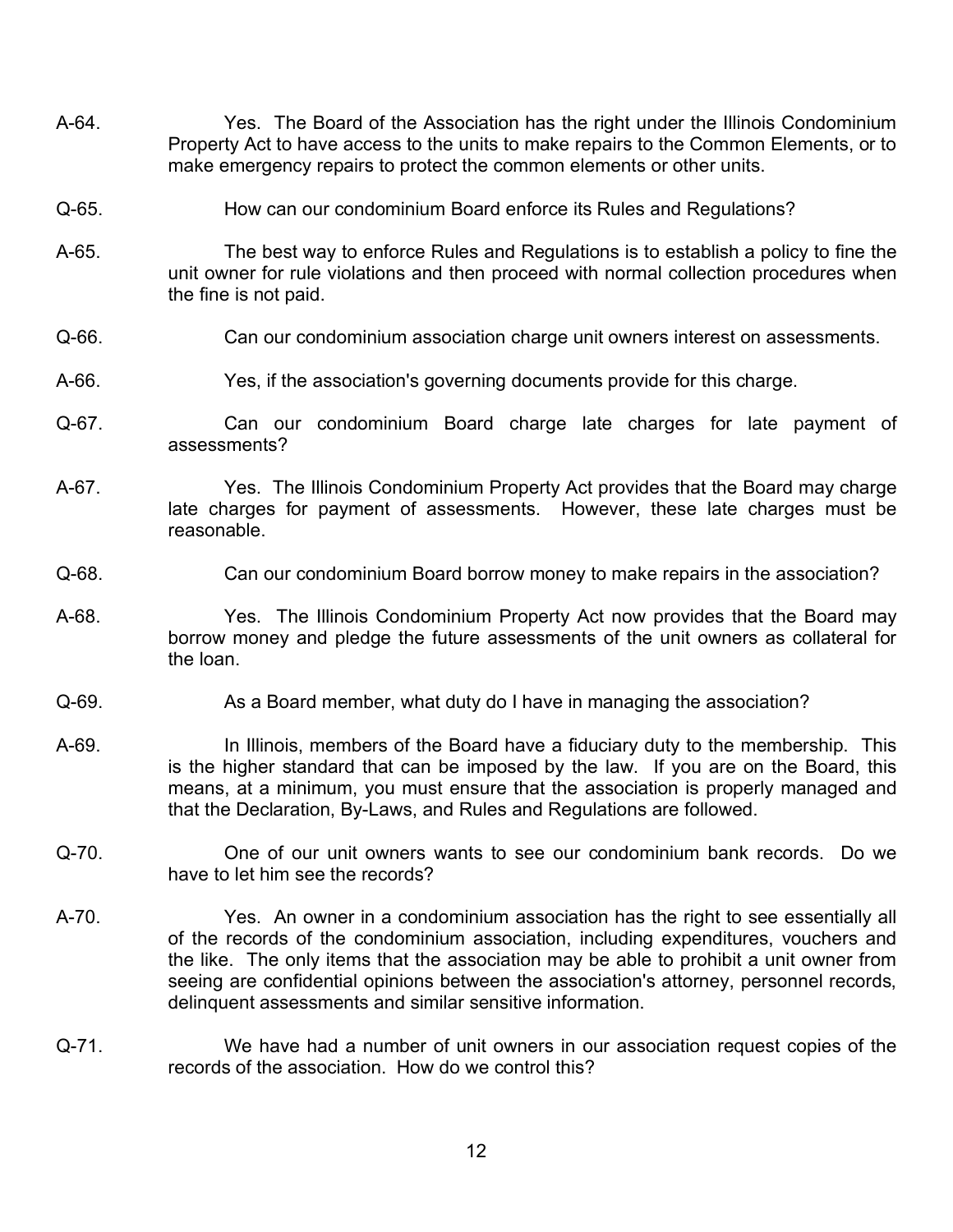A-64. Yes. The Board of the Association has the right under the Illinois Condominium Property Act to have access to the units to make repairs to the Common Elements, or to make emergency repairs to protect the common elements or other units.

Q-65. How can our condominium Board enforce its Rules and Regulations?

A-65. The best way to enforce Rules and Regulations is to establish a policy to fine the unit owner for rule violations and then proceed with normal collection procedures when the fine is not paid.

Q-66. Can our condominium association charge unit owners interest on assessments.

A-66. Yes, if the association's governing documents provide for this charge.

Q-67. Can our condominium Board charge late charges for late payment of assessments?

A-67. Yes. The Illinois Condominium Property Act provides that the Board may charge late charges for payment of assessments. However, these late charges must be reasonable.

Q-68. Can our condominium Board borrow money to make repairs in the association?

A-68. Yes. The Illinois Condominium Property Act now provides that the Board may borrow money and pledge the future assessments of the unit owners as collateral for the loan.

Q-69. As a Board member, what duty do I have in managing the association?

A-69. In Illinois, members of the Board have a fiduciary duty to the membership. This is the higher standard that can be imposed by the law. If you are on the Board, this means, at a minimum, you must ensure that the association is properly managed and that the Declaration, By-Laws, and Rules and Regulations are followed.

Q-70. One of our unit owners wants to see our condominium bank records. Do we have to let him see the records?

A-70. Yes. An owner in a condominium association has the right to see essentially all of the records of the condominium association, including expenditures, vouchers and the like. The only items that the association may be able to prohibit a unit owner from seeing are confidential opinions between the association's attorney, personnel records, delinquent assessments and similar sensitive information.

Q-71. We have had a number of unit owners in our association request copies of the records of the association. How do we control this?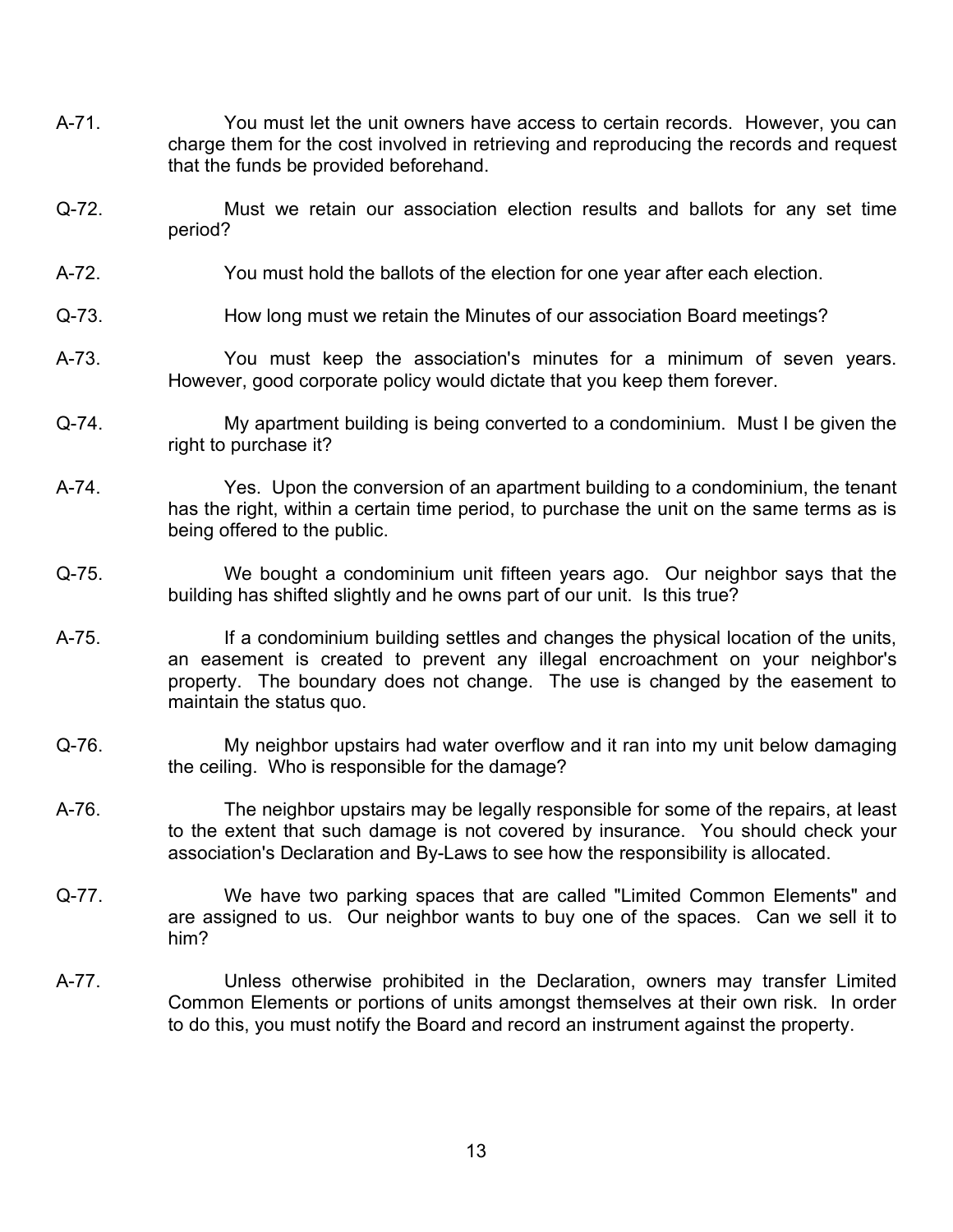A-71. You must let the unit owners have access to certain records. However, you can charge them for the cost involved in retrieving and reproducing the records and request that the funds be provided beforehand.

Q-72. Must we retain our association election results and ballots for any set time period?

A-72. You must hold the ballots of the election for one year after each election.

Q-73. How long must we retain the Minutes of our association Board meetings?

A-73. You must keep the association's minutes for a minimum of seven years. However, good corporate policy would dictate that you keep them forever.

Q-74. My apartment building is being converted to a condominium. Must I be given the right to purchase it?

A-74. Yes. Upon the conversion of an apartment building to a condominium, the tenant has the right, within a certain time period, to purchase the unit on the same terms as is being offered to the public.

Q-75. We bought a condominium unit fifteen years ago. Our neighbor says that the building has shifted slightly and he owns part of our unit. Is this true?

A-75. If a condominium building settles and changes the physical location of the units, an easement is created to prevent any illegal encroachment on your neighbor's property. The boundary does not change. The use is changed by the easement to maintain the status quo.

Q-76. My neighbor upstairs had water overflow and it ran into my unit below damaging the ceiling. Who is responsible for the damage?

A-76. The neighbor upstairs may be legally responsible for some of the repairs, at least to the extent that such damage is not covered by insurance. You should check your association's Declaration and By-Laws to see how the responsibility is allocated.

Q-77. We have two parking spaces that are called "Limited Common Elements" and are assigned to us. Our neighbor wants to buy one of the spaces. Can we sell it to him?

A-77. Unless otherwise prohibited in the Declaration, owners may transfer Limited Common Elements or portions of units amongst themselves at their own risk. In order to do this, you must notify the Board and record an instrument against the property.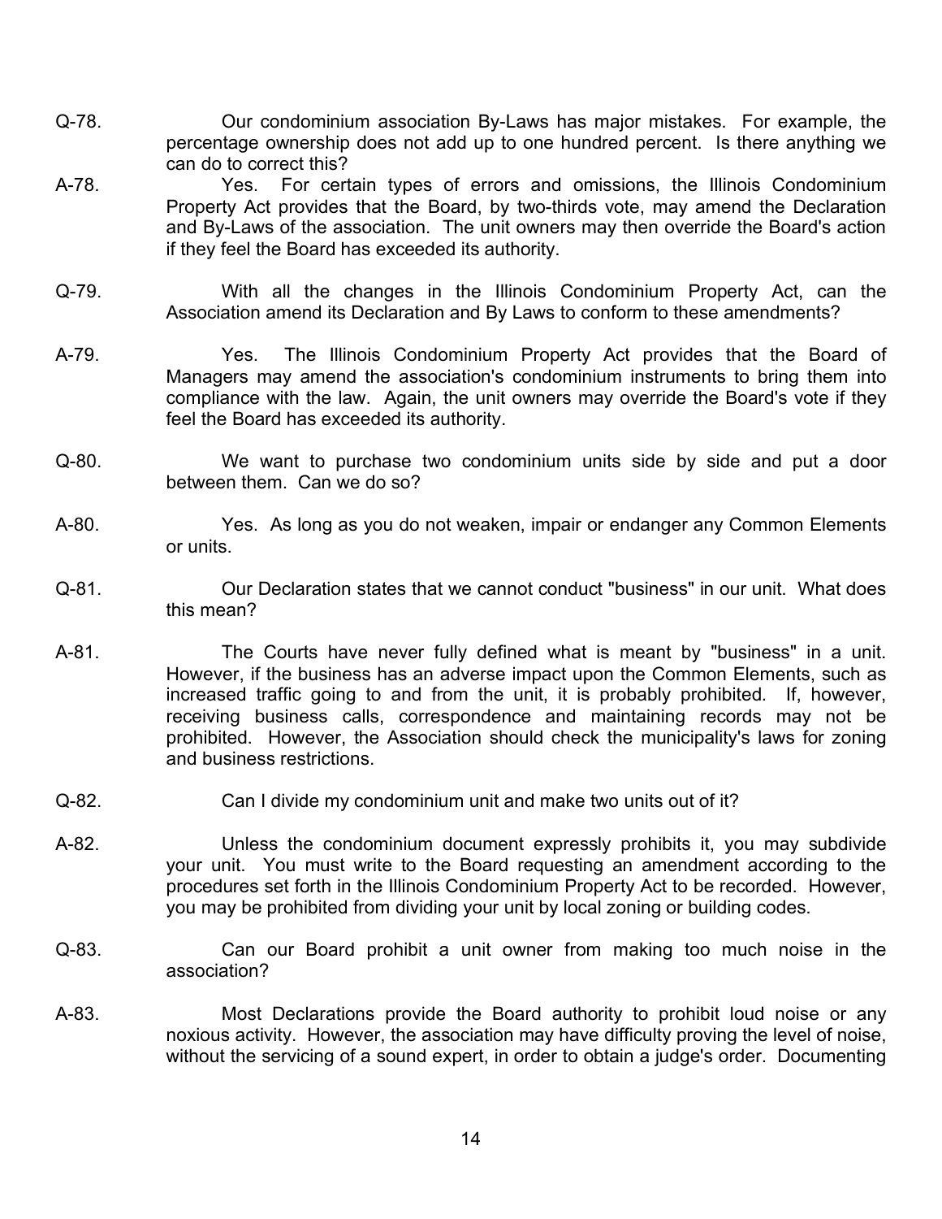Q-78. Our condominium association By-Laws has major mistakes. For example, the percentage ownership does not add up to one hundred percent. Is there anything we can do to correct this?

A-78. Yes. For certain types of errors and omissions, the Illinois Condominium Property Act provides that the Board, by two-thirds vote, may amend the Declaration and By-Laws of the association. The unit owners may then override the Board's action if they feel the Board has exceeded its authority.

Q-79. With all the changes in the Illinois Condominium Property Act, can the Association amend its Declaration and By Laws to conform to these amendments?

A-79. Yes. The Illinois Condominium Property Act provides that the Board of Managers may amend the association's condominium instruments to bring them into compliance with the law. Again, the unit owners may override the Board's vote if they feel the Board has exceeded its authority.

Q-80. We want to purchase two condominium units side by side and put a door between them. Can we do so?

A-80. Yes. As long as you do not weaken, impair or endanger any Common Elements or units.

Q-81. Our Declaration states that we cannot conduct "business" in our unit. What does this mean?

A-81. The Courts have never fully defined what is meant by "business" in a unit. However, if the business has an adverse impact upon the Common Elements, such as increased traffic going to and from the unit, it is probably prohibited. If, however, receiving business calls, correspondence and maintaining records may not be prohibited. However, the Association should check the municipality's laws for zoning and business restrictions.

Q-82. Can I divide my condominium unit and make two units out of it?

A-82. Unless the condominium document expressly prohibits it, you may subdivide your unit. You must write to the Board requesting an amendment according to the procedures set forth in the Illinois Condominium Property Act to be recorded. However, you may be prohibited from dividing your unit by local zoning or building codes.

Q-83. Can our Board prohibit a unit owner from making too much noise in the association?

A-83. Most Declarations provide the Board authority to prohibit loud noise or any noxious activity. However, the association may have difficulty proving the level of noise, without the servicing of a sound expert, in order to obtain a judge's order. Documenting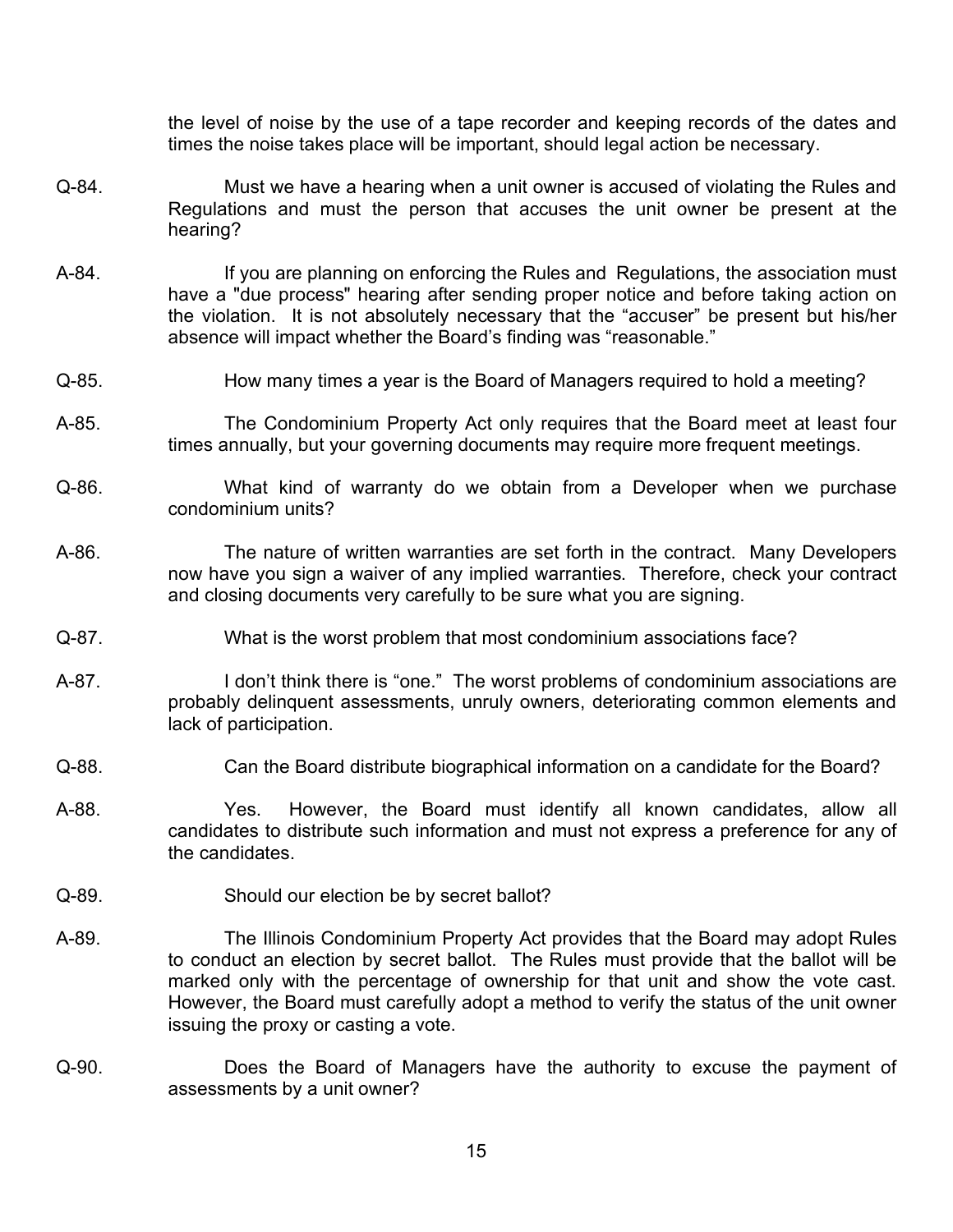the level of noise by the use of a tape recorder and keeping records of the dates and times the noise takes place will be important, should legal action be necessary.

Q-84. Must we have a hearing when a unit owner is accused of violating the Rules and Regulations and must the person that accuses the unit owner be present at the hearing?

A-84. If you are planning on enforcing the Rules and Regulations, the association must have a "due process" hearing after sending proper notice and before taking action on the violation. It is not absolutely necessary that the “accuser” be present but his/her absence will impact whether the Board’s finding was “reasonable.”

Q-85. How many times a year is the Board of Managers required to hold a meeting?

A-85. The Condominium Property Act only requires that the Board meet at least four times annually, but your governing documents may require more frequent meetings.

Q-86. What kind of warranty do we obtain from a Developer when we purchase condominium units?

A-86. The nature of written warranties are set forth in the contract. Many Developers now have you sign a waiver of any implied warranties. Therefore, check your contract and closing documents very carefully to be sure what you are signing.

Q-87. What is the worst problem that most condominium associations face?

A-87. I don’t think there is “one.” The worst problems of condominium associations are probably delinquent assessments, unruly owners, deteriorating common elements and lack of participation.

Q-88. Can the Board distribute biographical information on a candidate for the Board?

A-88. Yes. However, the Board must identify all known candidates, allow all candidates to distribute such information and must not express a preference for any of the candidates.

Q-89. Should our election be by secret ballot?

A-89. The Illinois Condominium Property Act provides that the Board may adopt Rules to conduct an election by secret ballot. The Rules must provide that the ballot will be marked only with the percentage of ownership for that unit and show the vote cast. However, the Board must carefully adopt a method to verify the status of the unit owner issuing the proxy or casting a vote.

Q-90. Does the Board of Managers have the authority to excuse the payment of assessments by a unit owner?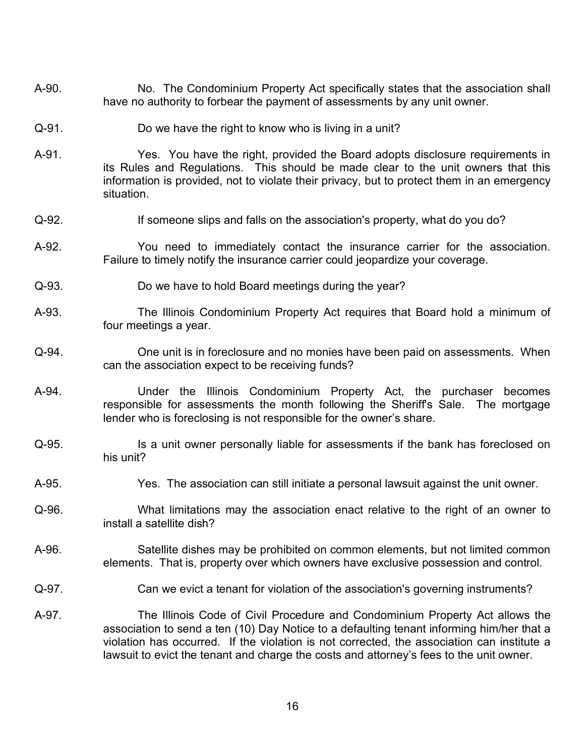A-90. No. The Condominium Property Act specifically states that the association shall have no authority to forbear the payment of assessments by any unit owner.

Q-91. Do we have the right to know who is living in a unit?

A-91. Yes. You have the right, provided the Board adopts disclosure requirements in its Rules and Regulations. This should be made clear to the unit owners that this information is provided, not to violate their privacy, but to protect them in an emergency situation.

Q-92. If someone slips and falls on the association's property, what do you do?

A-92. You need to immediately contact the insurance carrier for the association. Failure to timely notify the insurance carrier could jeopardize your coverage.

Q-93. Do we have to hold Board meetings during the year?

A-93. The Illinois Condominium Property Act requires that Board hold a minimum of four meetings a year.

Q-94. One unit is in foreclosure and no monies have been paid on assessments. When can the association expect to be receiving funds?

A-94. Under the Illinois Condominium Property Act, the purchaser becomes responsible for assessments the month following the Sheriff's Sale. The mortgage lender who is foreclosing is not responsible for the owner's share.

Q-95. Is a unit owner personally liable for assessments if the bank has foreclosed on his unit?

A-95. Yes. The association can still initiate a personal lawsuit against the unit owner.

Q-96. What limitations may the association enact relative to the right of an owner to install a satellite dish?

A-96. Satellite dishes may be prohibited on common elements, but not limited common elements. That is, property over which owners have exclusive possession and control.

Q-97. Can we evict a tenant for violation of the association's governing instruments?

A-97. The Illinois Code of Civil Procedure and Condominium Property Act allows the association to send a ten (10) Day Notice to a defaulting tenant informing him/her that a violation has occurred. If the violation is not corrected, the association can institute a lawsuit to evict the tenant and charge the costs and attorney's fees to the unit owner.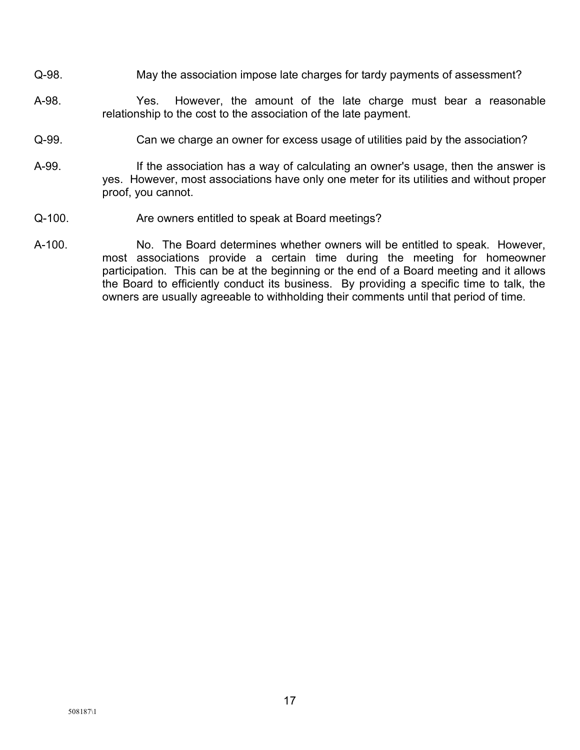Q-98. May the association impose late charges for tardy payments of assessment?

A-98. Yes. However, the amount of the late charge must bear a reasonable relationship to the cost to the association of the late payment.

Q-99. Can we charge an owner for excess usage of utilities paid by the association?

A-99. If the association has a way of calculating an owner's usage, then the answer is yes. However, most associations have only one meter for its utilities and without proper proof, you cannot.

Q-100. Are owners entitled to speak at Board meetings?

A-100. No. The Board determines whether owners will be entitled to speak. However, most associations provide a certain time during the meeting for homeowner participation. This can be at the beginning or the end of a Board meeting and it allows the Board to efficiently conduct its business. By providing a specific time to talk, the owners are usually agreeable to withholding their comments until that period of time.